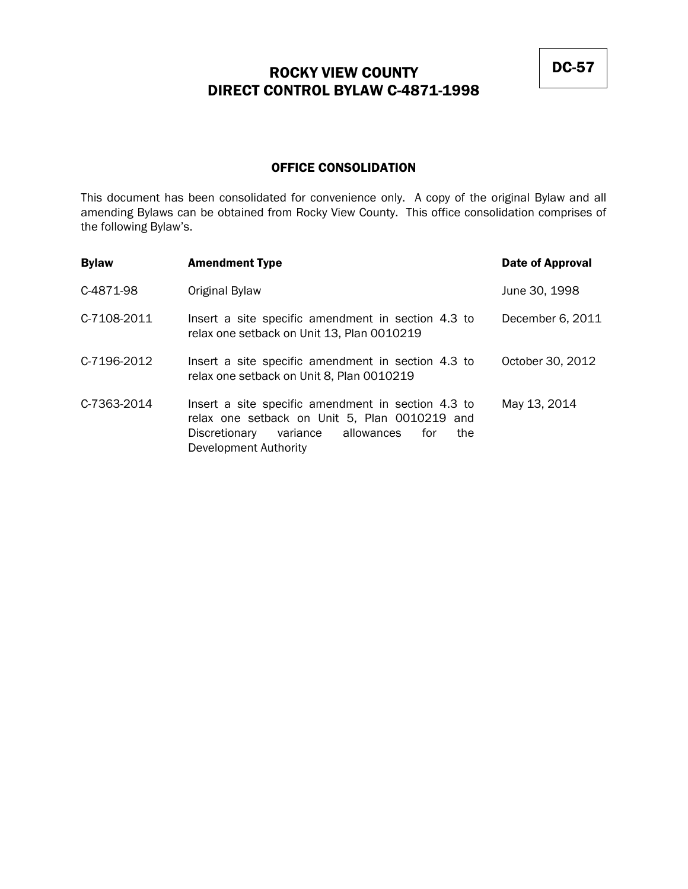DC-57

# ROCKY VIEW COUNTY
# DIRECT CONTROL BYLAW C-4871-1998

## OFFICE CONSOLIDATION

This document has been consolidated for convenience only. A copy of the original Bylaw and all amending Bylaws can be obtained from Rocky View County. This office consolidation comprises of the following Bylaw's.

| Bylaw | Amendment Type | Date of Approval |
|---|---|---|
| C-4871-98 | Original Bylaw | June 30, 1998 |
| C-7108-2011 | Insert a site specific amendment in section 4.3 to relax one setback on Unit 13, Plan 0010219 | December 6, 2011 |
| C-7196-2012 | Insert a site specific amendment in section 4.3 to relax one setback on Unit 8, Plan 0010219 | October 30, 2012 |
| C-7363-2014 | Insert a site specific amendment in section 4.3 to relax one setback on Unit 5, Plan 0010219 and Discretionary variance allowances for the Development Authority | May 13, 2014 |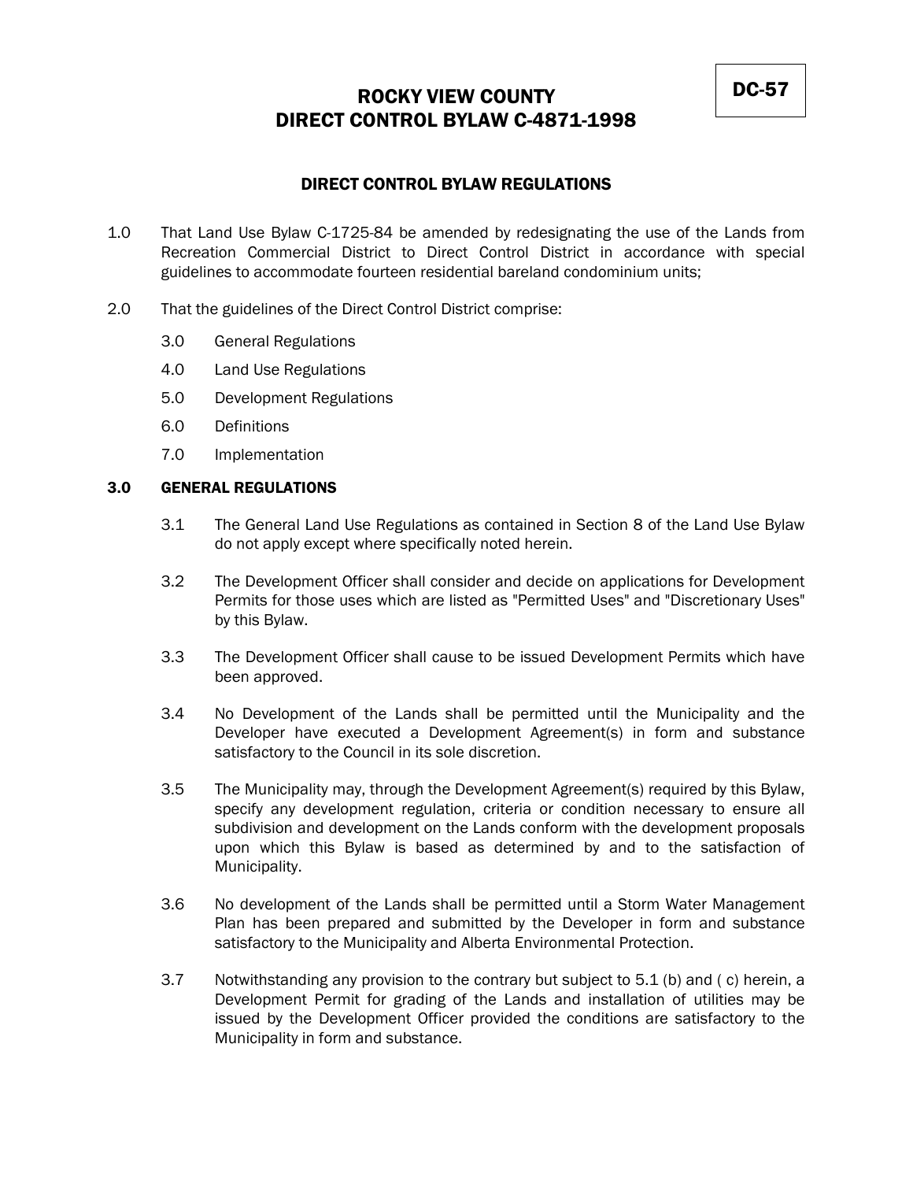DC-57

# ROCKY VIEW COUNTY
# DIRECT CONTROL BYLAW C-4871-1998

## DIRECT CONTROL BYLAW REGULATIONS

1.0 That Land Use Bylaw C-1725-84 be amended by redesignating the use of the Lands from Recreation Commercial District to Direct Control District in accordance with special guidelines to accommodate fourteen residential bareland condominium units;

2.0 That the guidelines of the Direct Control District comprise:

- 3.0 General Regulations
- 4.0 Land Use Regulations
- 5.0 Development Regulations
- 6.0 Definitions
- 7.0 Implementation

### 3.0 GENERAL REGULATIONS

3.1 The General Land Use Regulations as contained in Section 8 of the Land Use Bylaw do not apply except where specifically noted herein.

3.2 The Development Officer shall consider and decide on applications for Development Permits for those uses which are listed as "Permitted Uses" and "Discretionary Uses" by this Bylaw.

3.3 The Development Officer shall cause to be issued Development Permits which have been approved.

3.4 No Development of the Lands shall be permitted until the Municipality and the Developer have executed a Development Agreement(s) in form and substance satisfactory to the Council in its sole discretion.

3.5 The Municipality may, through the Development Agreement(s) required by this Bylaw, specify any development regulation, criteria or condition necessary to ensure all subdivision and development on the Lands conform with the development proposals upon which this Bylaw is based as determined by and to the satisfaction of Municipality.

3.6 No development of the Lands shall be permitted until a Storm Water Management Plan has been prepared and submitted by the Developer in form and substance satisfactory to the Municipality and Alberta Environmental Protection.

3.7 Notwithstanding any provision to the contrary but subject to 5.1 (b) and ( c) herein, a Development Permit for grading of the Lands and installation of utilities may be issued by the Development Officer provided the conditions are satisfactory to the Municipality in form and substance.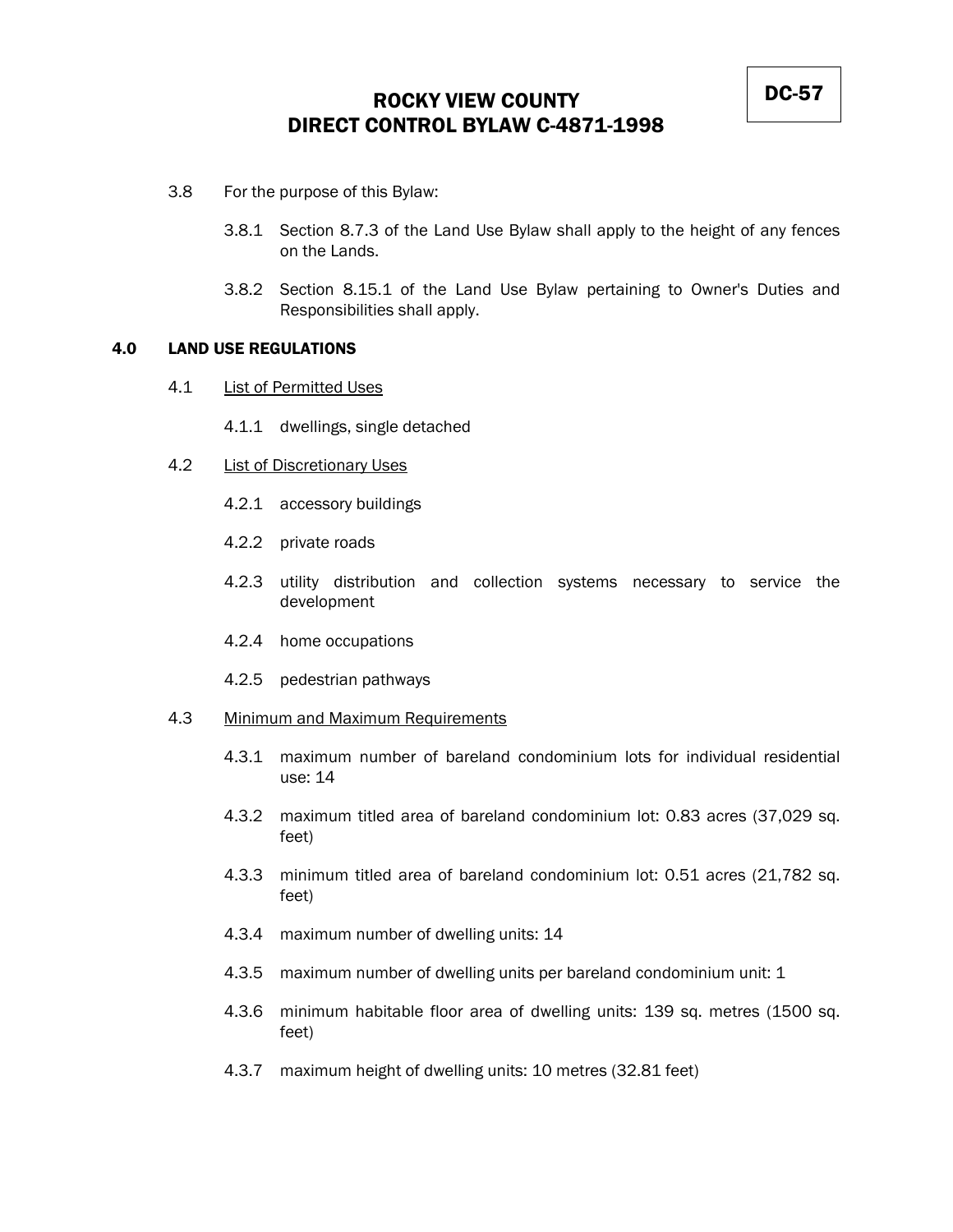3.8 For the purpose of this Bylaw:

3.8.1 Section 8.7.3 of the Land Use Bylaw shall apply to the height of any fences on the Lands.

3.8.2 Section 8.15.1 of the Land Use Bylaw pertaining to Owner's Duties and Responsibilities shall apply.

## 4.0 LAND USE REGULATIONS

4.1 List of Permitted Uses

4.1.1 dwellings, single detached

4.2 List of Discretionary Uses

4.2.1 accessory buildings

4.2.2 private roads

4.2.3 utility distribution and collection systems necessary to service the development

4.2.4 home occupations

4.2.5 pedestrian pathways

4.3 Minimum and Maximum Requirements

4.3.1 maximum number of bareland condominium lots for individual residential use: 14

4.3.2 maximum titled area of bareland condominium lot: 0.83 acres (37,029 sq. feet)

4.3.3 minimum titled area of bareland condominium lot: 0.51 acres (21,782 sq. feet)

4.3.4 maximum number of dwelling units: 14

4.3.5 maximum number of dwelling units per bareland condominium unit: 1

4.3.6 minimum habitable floor area of dwelling units: 139 sq. metres (1500 sq. feet)

4.3.7 maximum height of dwelling units: 10 metres (32.81 feet)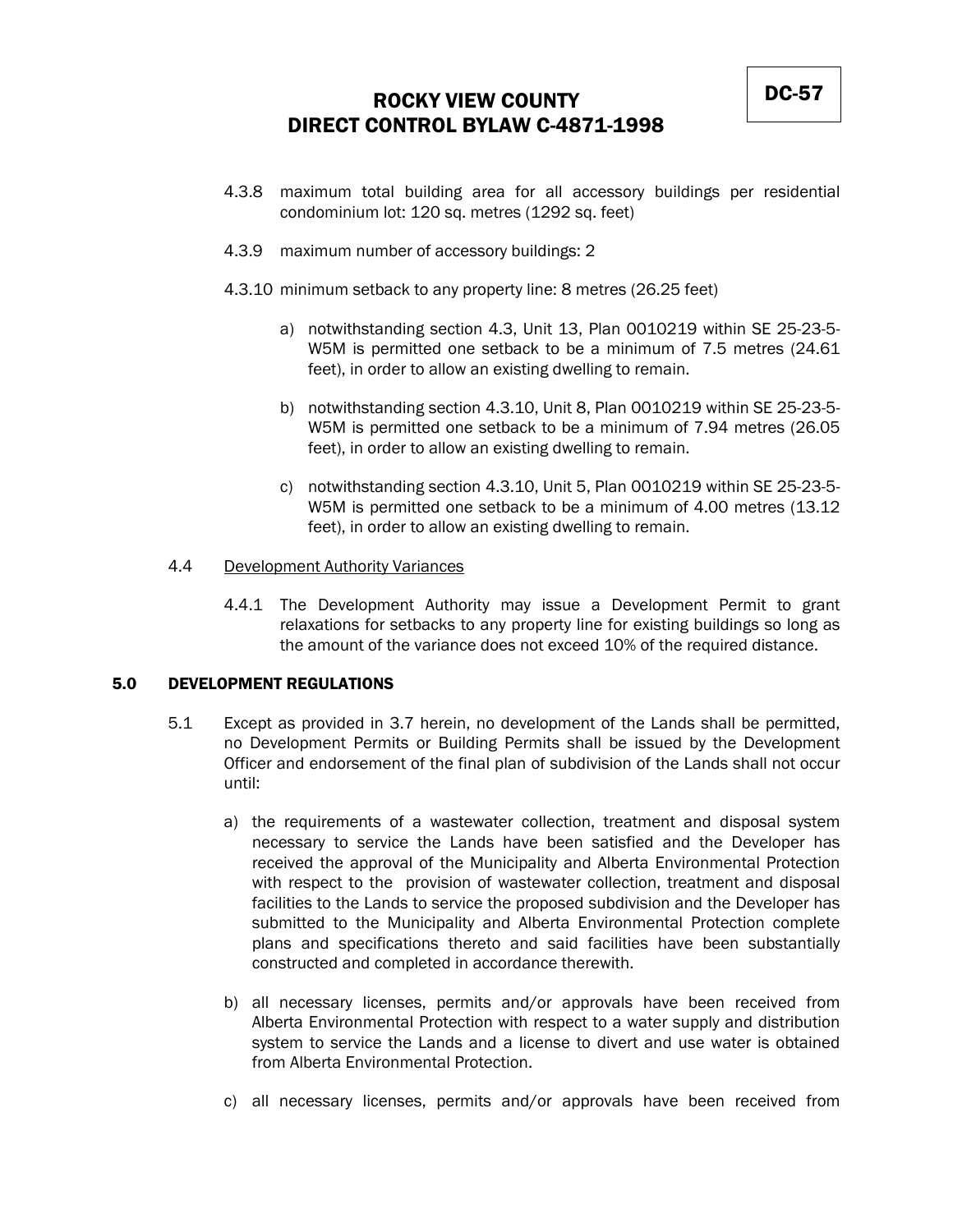4.3.8 maximum total building area for all accessory buildings per residential condominium lot: 120 sq. metres (1292 sq. feet)

4.3.9 maximum number of accessory buildings: 2

4.3.10 minimum setback to any property line: 8 metres (26.25 feet)

a) notwithstanding section 4.3, Unit 13, Plan 0010219 within SE 25-23-5-W5M is permitted one setback to be a minimum of 7.5 metres (24.61 feet), in order to allow an existing dwelling to remain.

b) notwithstanding section 4.3.10, Unit 8, Plan 0010219 within SE 25-23-5-W5M is permitted one setback to be a minimum of 7.94 metres (26.05 feet), in order to allow an existing dwelling to remain.

c) notwithstanding section 4.3.10, Unit 5, Plan 0010219 within SE 25-23-5-W5M is permitted one setback to be a minimum of 4.00 metres (13.12 feet), in order to allow an existing dwelling to remain.

4.4 Development Authority Variances

4.4.1 The Development Authority may issue a Development Permit to grant relaxations for setbacks to any property line for existing buildings so long as the amount of the variance does not exceed 10% of the required distance.

## 5.0 DEVELOPMENT REGULATIONS

5.1 Except as provided in 3.7 herein, no development of the Lands shall be permitted, no Development Permits or Building Permits shall be issued by the Development Officer and endorsement of the final plan of subdivision of the Lands shall not occur until:

a) the requirements of a wastewater collection, treatment and disposal system necessary to service the Lands have been satisfied and the Developer has received the approval of the Municipality and Alberta Environmental Protection with respect to the provision of wastewater collection, treatment and disposal facilities to the Lands to service the proposed subdivision and the Developer has submitted to the Municipality and Alberta Environmental Protection complete plans and specifications thereto and said facilities have been substantially constructed and completed in accordance therewith.

b) all necessary licenses, permits and/or approvals have been received from Alberta Environmental Protection with respect to a water supply and distribution system to service the Lands and a license to divert and use water is obtained from Alberta Environmental Protection.

c) all necessary licenses, permits and/or approvals have been received from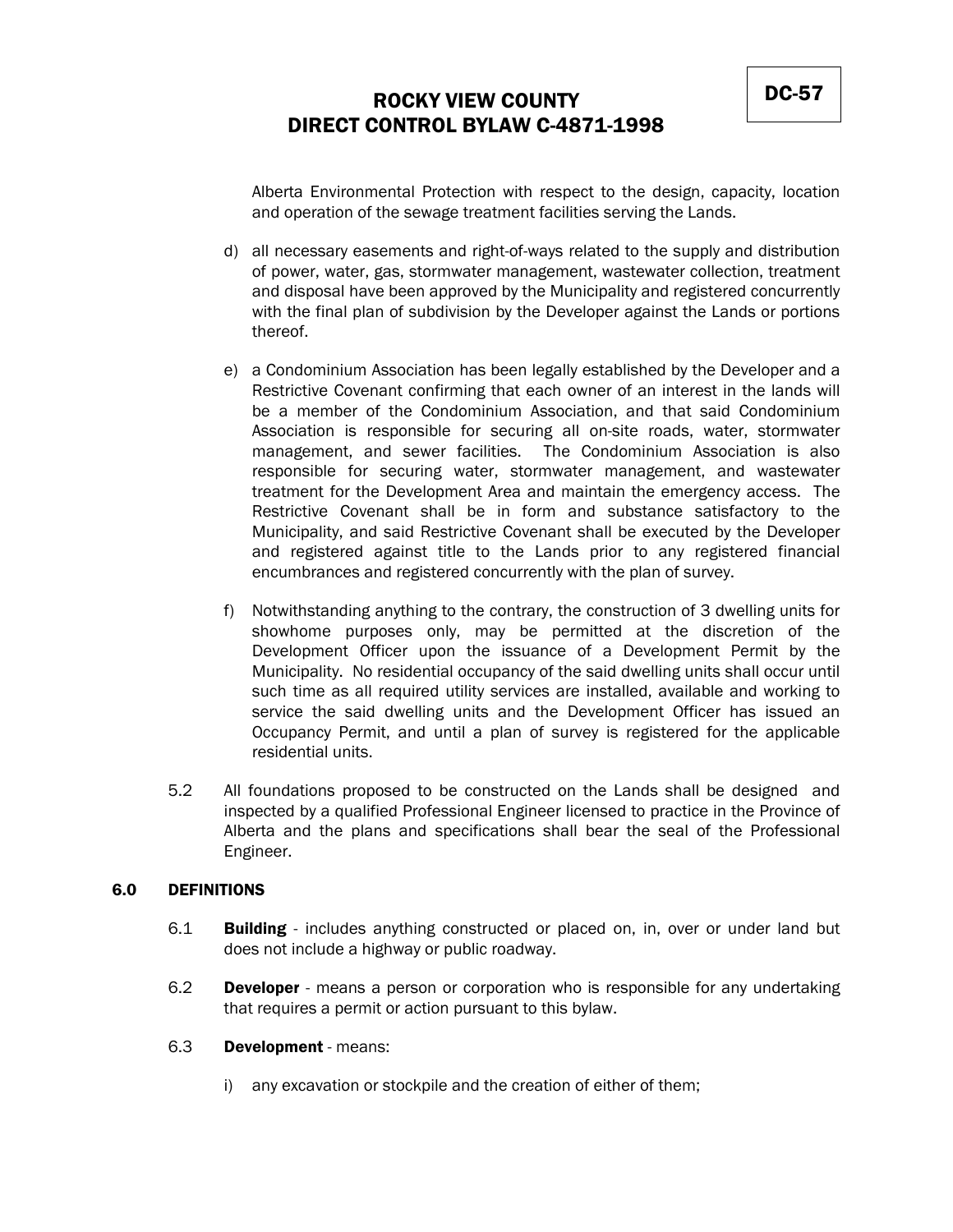Alberta Environmental Protection with respect to the design, capacity, location and operation of the sewage treatment facilities serving the Lands.

d) all necessary easements and right-of-ways related to the supply and distribution of power, water, gas, stormwater management, wastewater collection, treatment and disposal have been approved by the Municipality and registered concurrently with the final plan of subdivision by the Developer against the Lands or portions thereof.

e) a Condominium Association has been legally established by the Developer and a Restrictive Covenant confirming that each owner of an interest in the lands will be a member of the Condominium Association, and that said Condominium Association is responsible for securing all on-site roads, water, stormwater management, and sewer facilities. The Condominium Association is also responsible for securing water, stormwater management, and wastewater treatment for the Development Area and maintain the emergency access. The Restrictive Covenant shall be in form and substance satisfactory to the Municipality, and said Restrictive Covenant shall be executed by the Developer and registered against title to the Lands prior to any registered financial encumbrances and registered concurrently with the plan of survey.

f) Notwithstanding anything to the contrary, the construction of 3 dwelling units for showhome purposes only, may be permitted at the discretion of the Development Officer upon the issuance of a Development Permit by the Municipality. No residential occupancy of the said dwelling units shall occur until such time as all required utility services are installed, available and working to service the said dwelling units and the Development Officer has issued an Occupancy Permit, and until a plan of survey is registered for the applicable residential units.

5.2 All foundations proposed to be constructed on the Lands shall be designed and inspected by a qualified Professional Engineer licensed to practice in the Province of Alberta and the plans and specifications shall bear the seal of the Professional Engineer.

## 6.0 DEFINITIONS

6.1 **Building** - includes anything constructed or placed on, in, over or under land but does not include a highway or public roadway.

6.2 **Developer** - means a person or corporation who is responsible for any undertaking that requires a permit or action pursuant to this bylaw.

6.3 **Development** - means:

i) any excavation or stockpile and the creation of either of them;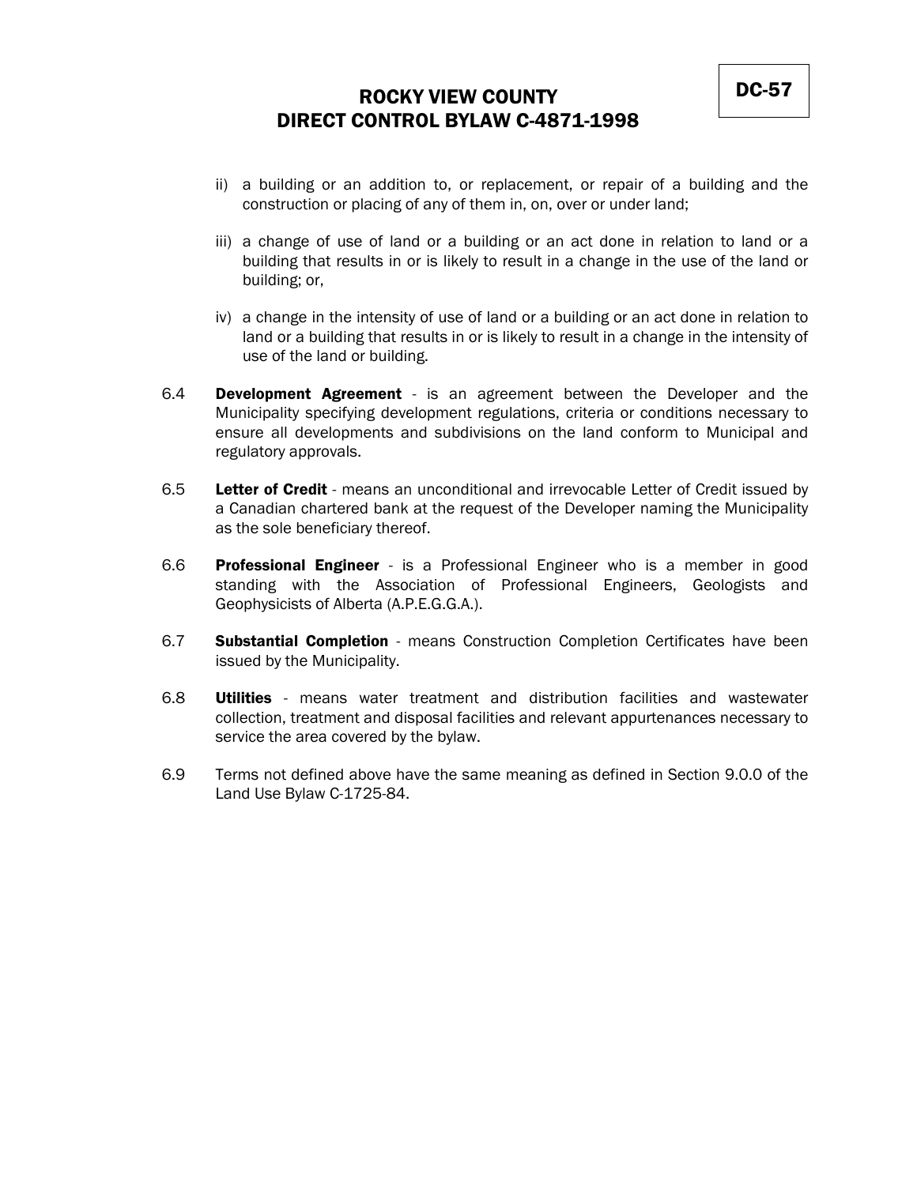ii) a building or an addition to, or replacement, or repair of a building and the construction or placing of any of them in, on, over or under land;

iii) a change of use of land or a building or an act done in relation to land or a building that results in or is likely to result in a change in the use of the land or building; or,

iv) a change in the intensity of use of land or a building or an act done in relation to land or a building that results in or is likely to result in a change in the intensity of use of the land or building.

6.4 **Development Agreement** - is an agreement between the Developer and the Municipality specifying development regulations, criteria or conditions necessary to ensure all developments and subdivisions on the land conform to Municipal and regulatory approvals.

6.5 **Letter of Credit** - means an unconditional and irrevocable Letter of Credit issued by a Canadian chartered bank at the request of the Developer naming the Municipality as the sole beneficiary thereof.

6.6 **Professional Engineer** - is a Professional Engineer who is a member in good standing with the Association of Professional Engineers, Geologists and Geophysicists of Alberta (A.P.E.G.G.A.).

6.7 **Substantial Completion** - means Construction Completion Certificates have been issued by the Municipality.

6.8 **Utilities** - means water treatment and distribution facilities and wastewater collection, treatment and disposal facilities and relevant appurtenances necessary to service the area covered by the bylaw.

6.9 Terms not defined above have the same meaning as defined in Section 9.0.0 of the Land Use Bylaw C-1725-84.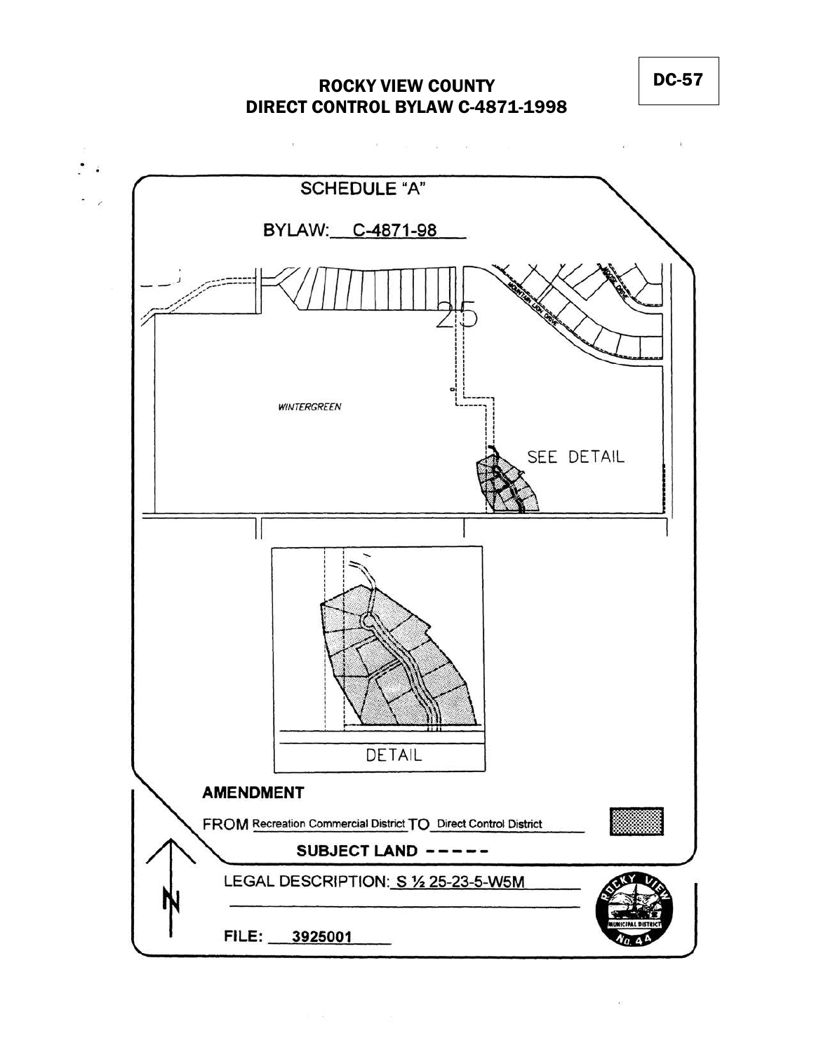# ROCKY VIEW COUNTY
# DIRECT CONTROL BYLAW C-4871-1998

DC-57

SCHEDULE "A"

BYLAW: C-4871-98

25

MOUNTAIN LADY DRIVE

MOOSE DRIVE

WINTERGREEN

SEE DETAIL

DETAIL

**AMENDMENT**

FROM Recreation Commercial District TO Direct Control District

**SUBJECT LAND - - - - -**

LEGAL DESCRIPTION: S ½ 25-23-5-W5M

**FILE:** 3925001

ROCKY VIEW MUNICIPAL DISTRICT No. 44

N